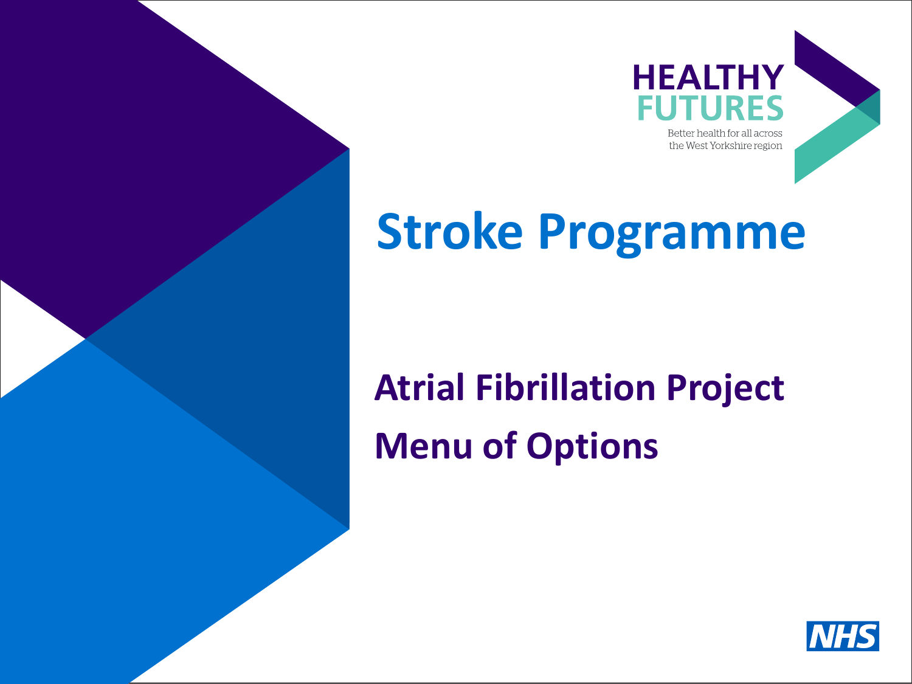HEALTHY FUTURES

Better health for all across the West Yorkshire region

# Stroke Programme

## Atrial Fibrillation Project

## Menu of Options

NHS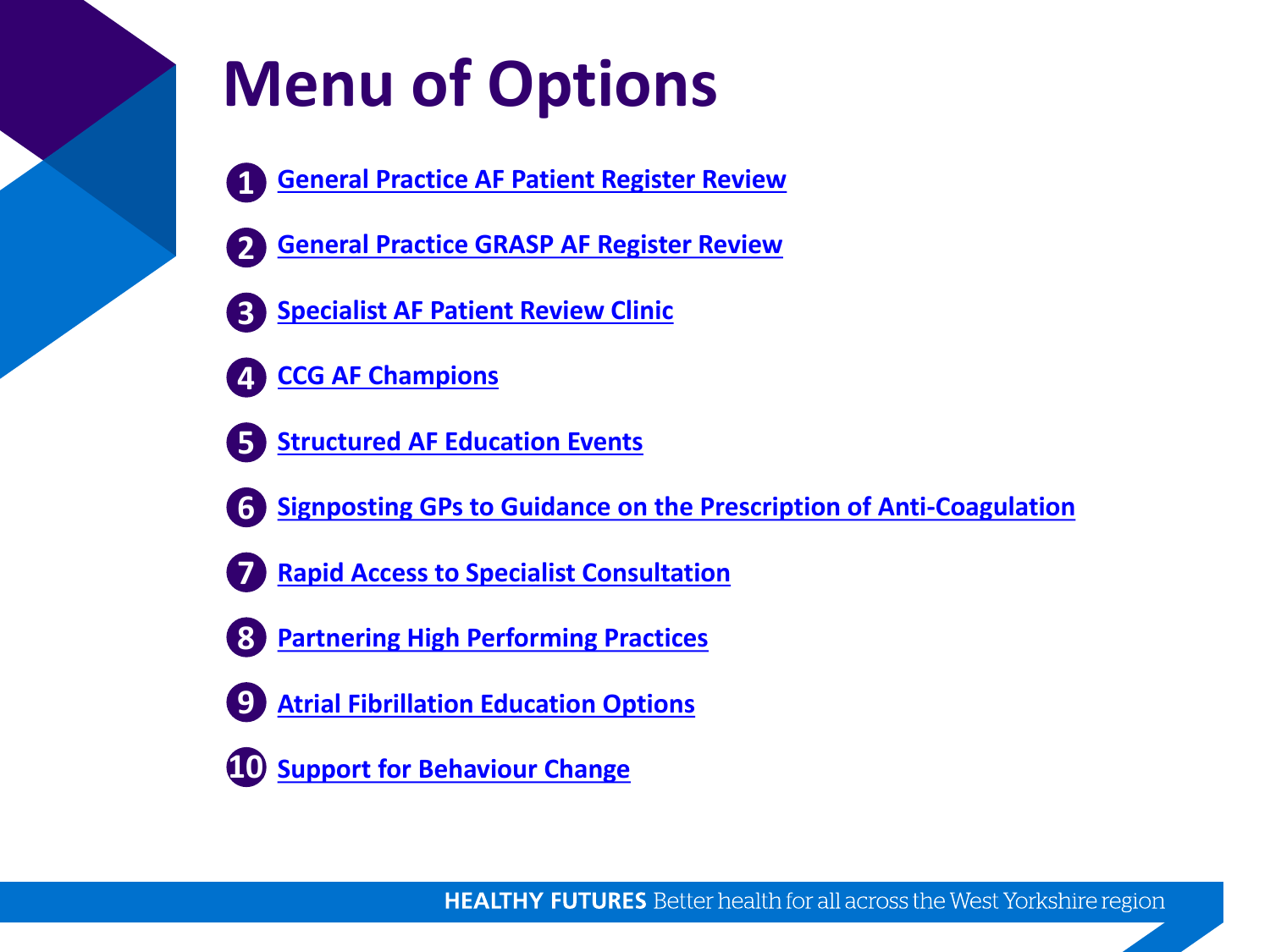# Menu of Options

1. General Practice AF Patient Register Review
2. General Practice GRASP AF Register Review
3. Specialist AF Patient Review Clinic
4. CCG AF Champions
5. Structured AF Education Events
6. Signposting GPs to Guidance on the Prescription of Anti-Coagulation
7. Rapid Access to Specialist Consultation
8. Partnering High Performing Practices
9. Atrial Fibrillation Education Options
10. Support for Behaviour Change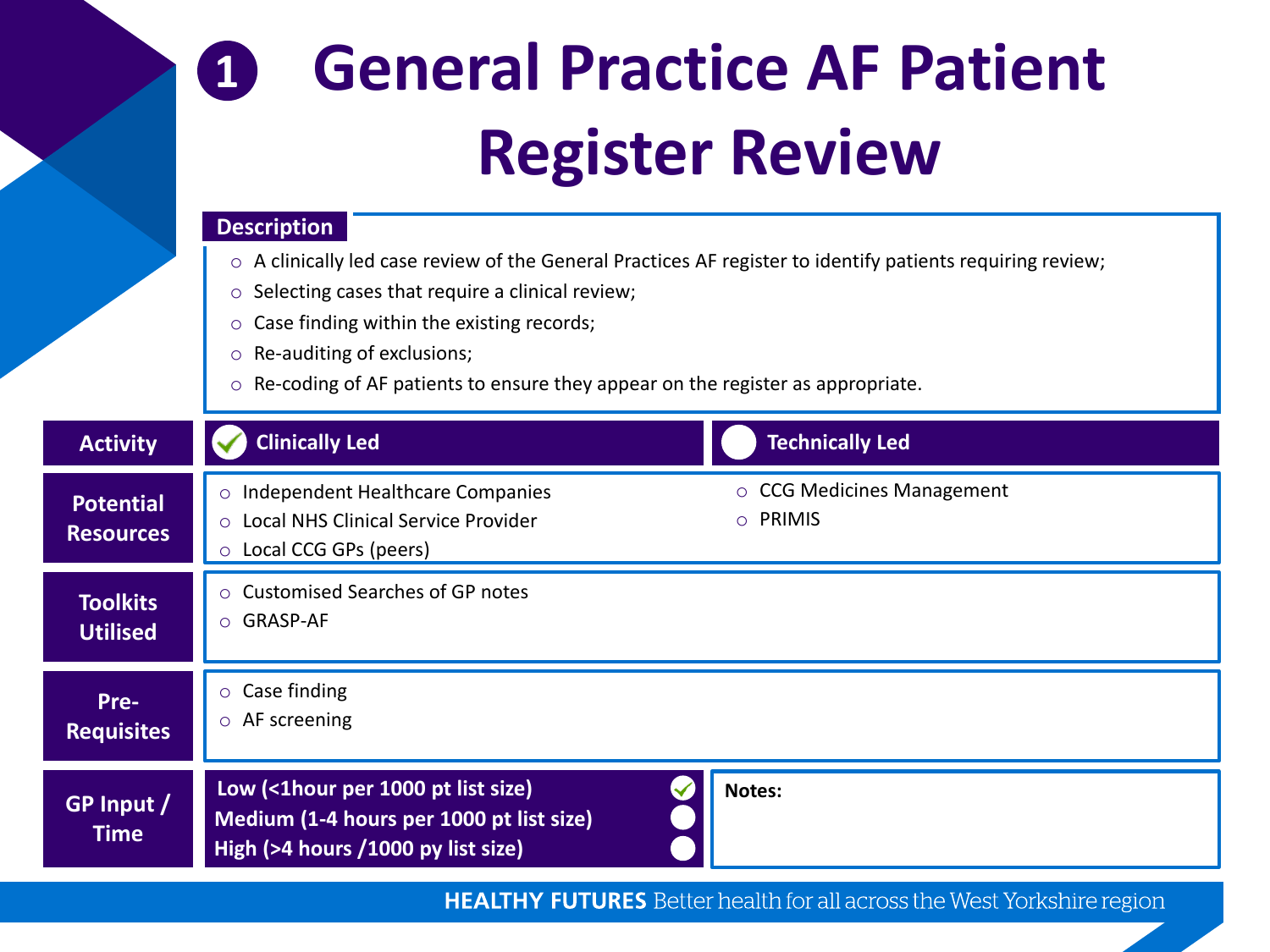# 1 General Practice AF Patient Register Review

## Description

- A clinically led case review of the General Practices AF register to identify patients requiring review;
- Selecting cases that require a clinical review;
- Case finding within the existing records;
- Re-auditing of exclusions;
- Re-coding of AF patients to ensure they appear on the register as appropriate.

| | | |
|---|---|---|
| **Activity** | ✓ Clinically Led | ○ Technically Led |
| **Potential Resources** | ○ Independent Healthcare Companies<br>○ Local NHS Clinical Service Provider<br>○ Local CCG GPs (peers) | ○ CCG Medicines Management<br>○ PRIMIS |
| **Toolkits Utilised** | ○ Customised Searches of GP notes<br>○ GRASP-AF | |
| **Pre-Requisites** | ○ Case finding<br>○ AF screening | |
| **GP Input / Time** | Low (<1hour per 1000 pt list size) ✓<br>Medium (1-4 hours per 1000 pt list size) ○<br>High (>4 hours /1000 py list size) ○ | **Notes:** |

**HEALTHY FUTURES** Better health for all across the West Yorkshire region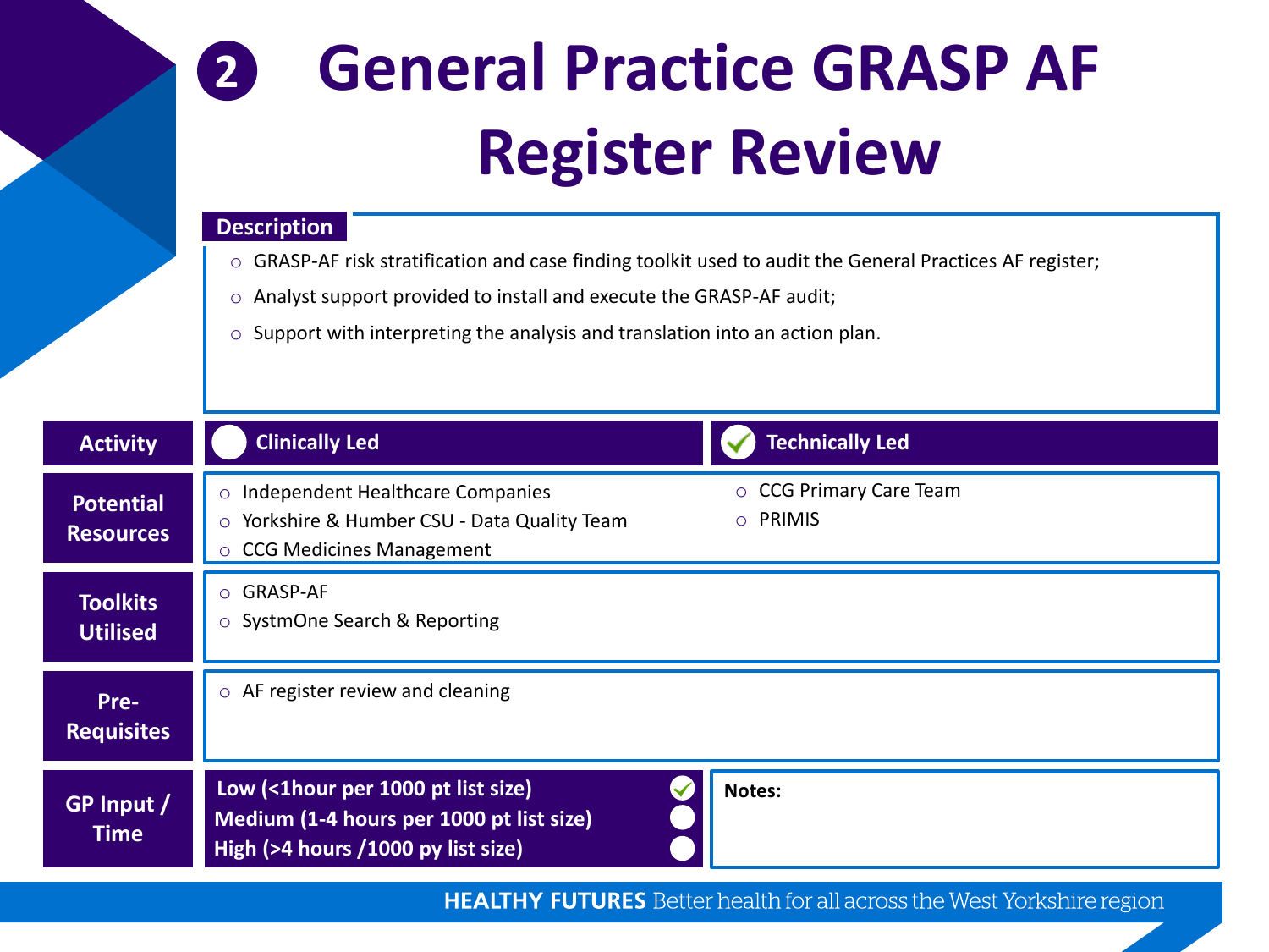# 2 General Practice GRASP AF Register Review

**Description**

- GRASP-AF risk stratification and case finding toolkit used to audit the General Practices AF register;
- Analyst support provided to install and execute the GRASP-AF audit;
- Support with interpreting the analysis and translation into an action plan.

| **Activity** | Clinically Led ☐ | Technically Led ☑ |
|---|---|---|
| **Potential Resources** | Independent Healthcare Companies; Yorkshire & Humber CSU - Data Quality Team; CCG Medicines Management | CCG Primary Care Team; PRIMIS |
| **Toolkits Utilised** | GRASP-AF; SystmOne Search & Reporting | |
| **Pre-Requisites** | AF register review and cleaning | |
| **GP Input / Time** | Low (<1hour per 1000 pt list size) ☑<br>Medium (1-4 hours per 1000 pt list size) ☐<br>High (>4 hours /1000 py list size) ☐ | **Notes:** |

**HEALTHY FUTURES** Better health for all across the West Yorkshire region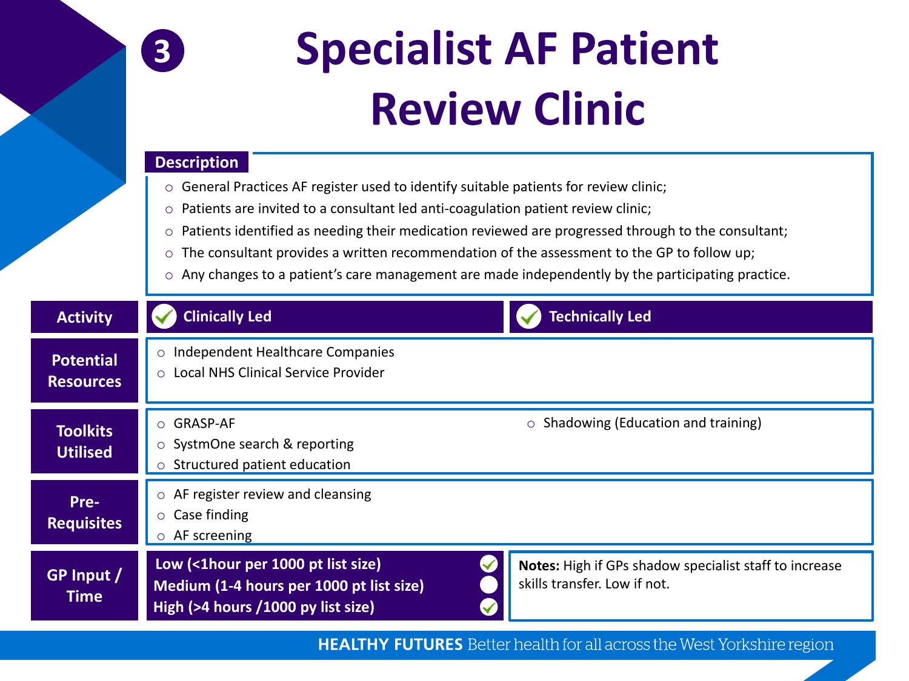# 3 Specialist AF Patient Review Clinic

## Description

- General Practices AF register used to identify suitable patients for review clinic;
- Patients are invited to a consultant led anti-coagulation patient review clinic;
- Patients identified as needing their medication reviewed are progressed through to the consultant;
- The consultant provides a written recommendation of the assessment to the GP to follow up;
- Any changes to a patient's care management are made independently by the participating practice.

| | | |
|---|---|---|
| **Activity** | ✓ **Clinically Led** | ✓ **Technically Led** |
| **Potential Resources** | Independent Healthcare Companies<br>Local NHS Clinical Service Provider | |
| **Toolkits Utilised** | GRASP-AF<br>SystmOne search & reporting<br>Structured patient education | Shadowing (Education and training) |
| **Pre-Requisites** | AF register review and cleansing<br>Case finding<br>AF screening | |
| **GP Input / Time** | **Low (<1hour per 1000 pt list size)** ✓<br>**Medium (1-4 hours per 1000 pt list size)**<br>**High (>4 hours /1000 py list size)** ✓ | **Notes:** High if GPs shadow specialist staff to increase skills transfer. Low if not. |

**HEALTHY FUTURES** Better health for all across the West Yorkshire region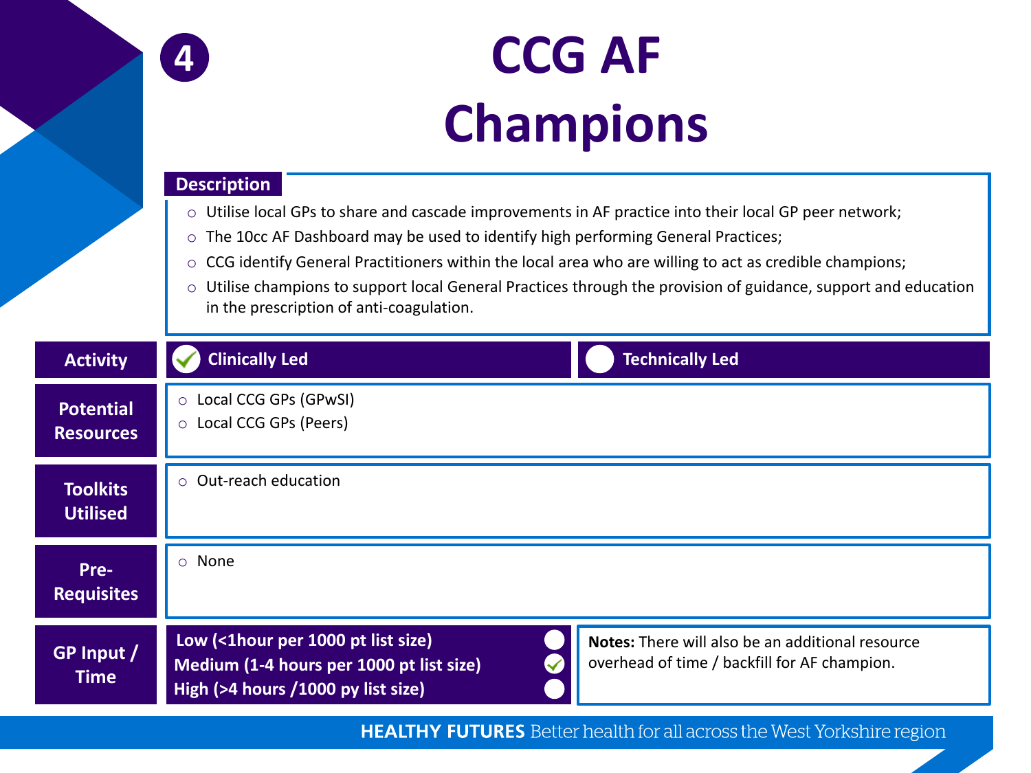# 4 CCG AF Champions

## Description

- Utilise local GPs to share and cascade improvements in AF practice into their local GP peer network;
- The 10cc AF Dashboard may be used to identify high performing General Practices;
- CCG identify General Practitioners within the local area who are willing to act as credible champions;
- Utilise champions to support local General Practices through the provision of guidance, support and education in the prescription of anti-coagulation.

| | | |
|---|---|---|
| **Activity** | ✓ **Clinically Led** | ○ **Technically Led** |
| **Potential Resources** | Local CCG GPs (GPwSI)<br>Local CCG GPs (Peers) | |
| **Toolkits Utilised** | Out-reach education | |
| **Pre-Requisites** | None | |
| **GP Input / Time** | ○ **Low (<1hour per 1000 pt list size)**<br>✓ **Medium (1-4 hours per 1000 pt list size)**<br>○ **High (>4 hours /1000 py list size)** | **Notes:** There will also be an additional resource overhead of time / backfill for AF champion. |

**HEALTHY FUTURES** Better health for all across the West Yorkshire region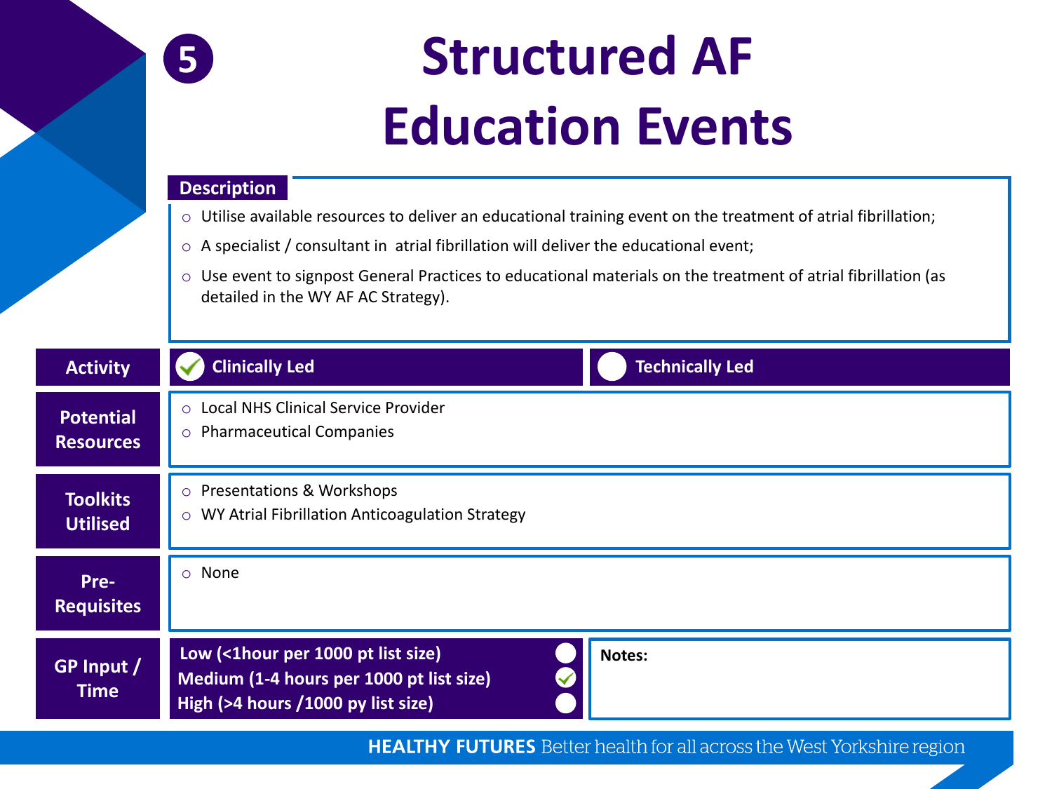# 5 Structured AF Education Events

**Description**

- Utilise available resources to deliver an educational training event on the treatment of atrial fibrillation;
- A specialist / consultant in atrial fibrillation will deliver the educational event;
- Use event to signpost General Practices to educational materials on the treatment of atrial fibrillation (as detailed in the WY AF AC Strategy).

| | | |
|---|---|---|
| **Activity** | ☑ **Clinically Led** | ☐ **Technically Led** |
| **Potential Resources** | ○ Local NHS Clinical Service Provider<br>○ Pharmaceutical Companies | |
| **Toolkits Utilised** | ○ Presentations & Workshops<br>○ WY Atrial Fibrillation Anticoagulation Strategy | |
| **Pre-Requisites** | ○ None | |
| **GP Input / Time** | **Low (<1hour per 1000 pt list size)** ☐<br>**Medium (1-4 hours per 1000 pt list size)** ☑<br>**High (>4 hours /1000 py list size)** ☐ | **Notes:** |

**HEALTHY FUTURES** Better health for all across the West Yorkshire region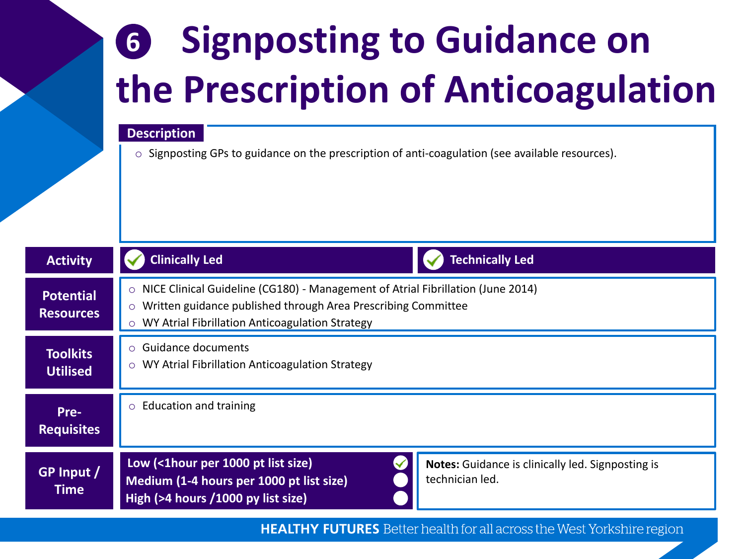# ❻ Signposting to Guidance on the Prescription of Anticoagulation

**Description**

- Signposting GPs to guidance on the prescription of anti-coagulation (see available resources).

| | | |
|---|---|---|
| **Activity** | ✓ **Clinically Led** | ✓ **Technically Led** |
| **Potential Resources** | NICE Clinical Guideline (CG180) - Management of Atrial Fibrillation (June 2014); Written guidance published through Area Prescribing Committee; WY Atrial Fibrillation Anticoagulation Strategy | |
| **Toolkits Utilised** | Guidance documents; WY Atrial Fibrillation Anticoagulation Strategy | |
| **Pre-Requisites** | Education and training | |
| **GP Input / Time** | **Low (<1hour per 1000 pt list size)** ✓; **Medium (1-4 hours per 1000 pt list size)**; **High (>4 hours /1000 py list size)** | **Notes:** Guidance is clinically led. Signposting is technician led. |

**HEALTHY FUTURES** Better health for all across the West Yorkshire region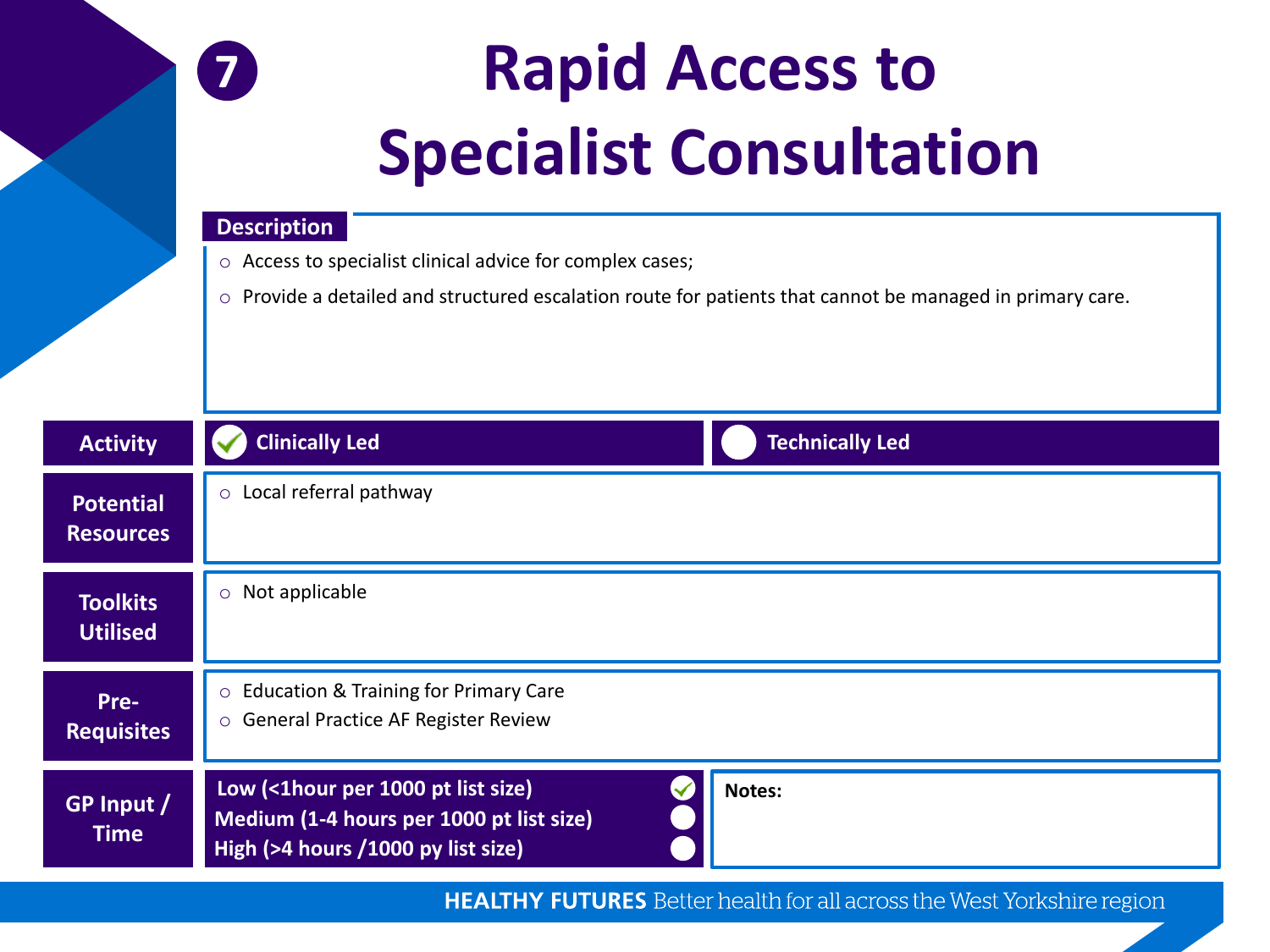# 7 Rapid Access to Specialist Consultation

## Description

- Access to specialist clinical advice for complex cases;
- Provide a detailed and structured escalation route for patients that cannot be managed in primary care.

| | | |
|---|---|---|
| **Activity** | ✓ **Clinically Led** | ○ **Technically Led** |
| **Potential Resources** | Local referral pathway | |
| **Toolkits Utilised** | Not applicable | |
| **Pre-Requisites** | Education & Training for Primary Care; General Practice AF Register Review | |
| **GP Input / Time** | **Low (<1hour per 1000 pt list size)** ✓<br>**Medium (1-4 hours per 1000 pt list size)** ○<br>**High (>4 hours /1000 py list size)** ○ | **Notes:** |

**HEALTHY FUTURES** Better health for all across the West Yorkshire region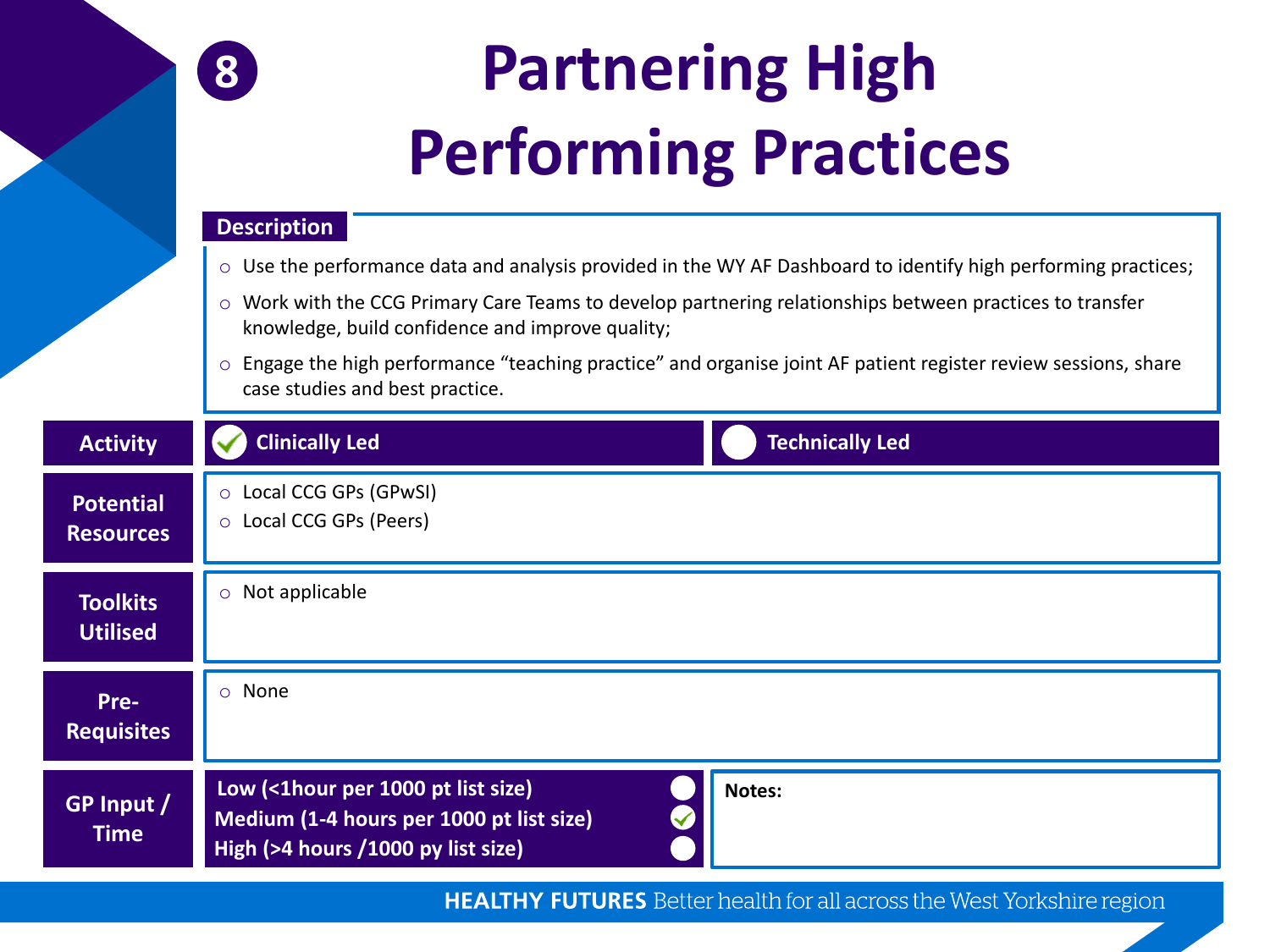# 8 Partnering High Performing Practices

## Description

- Use the performance data and analysis provided in the WY AF Dashboard to identify high performing practices;
- Work with the CCG Primary Care Teams to develop partnering relationships between practices to transfer knowledge, build confidence and improve quality;
- Engage the high performance "teaching practice" and organise joint AF patient register review sessions, share case studies and best practice.

| | | |
|---|---|---|
| **Activity** | ✓ **Clinically Led** | ○ **Technically Led** |
| **Potential Resources** | Local CCG GPs (GPwSI)<br>Local CCG GPs (Peers) | |
| **Toolkits Utilised** | Not applicable | |
| **Pre-Requisites** | None | |
| **GP Input / Time** | ○ **Low (<1hour per 1000 pt list size)**<br>✓ **Medium (1-4 hours per 1000 pt list size)**<br>○ **High (>4 hours /1000 py list size)** | **Notes:** |

**HEALTHY FUTURES** Better health for all across the West Yorkshire region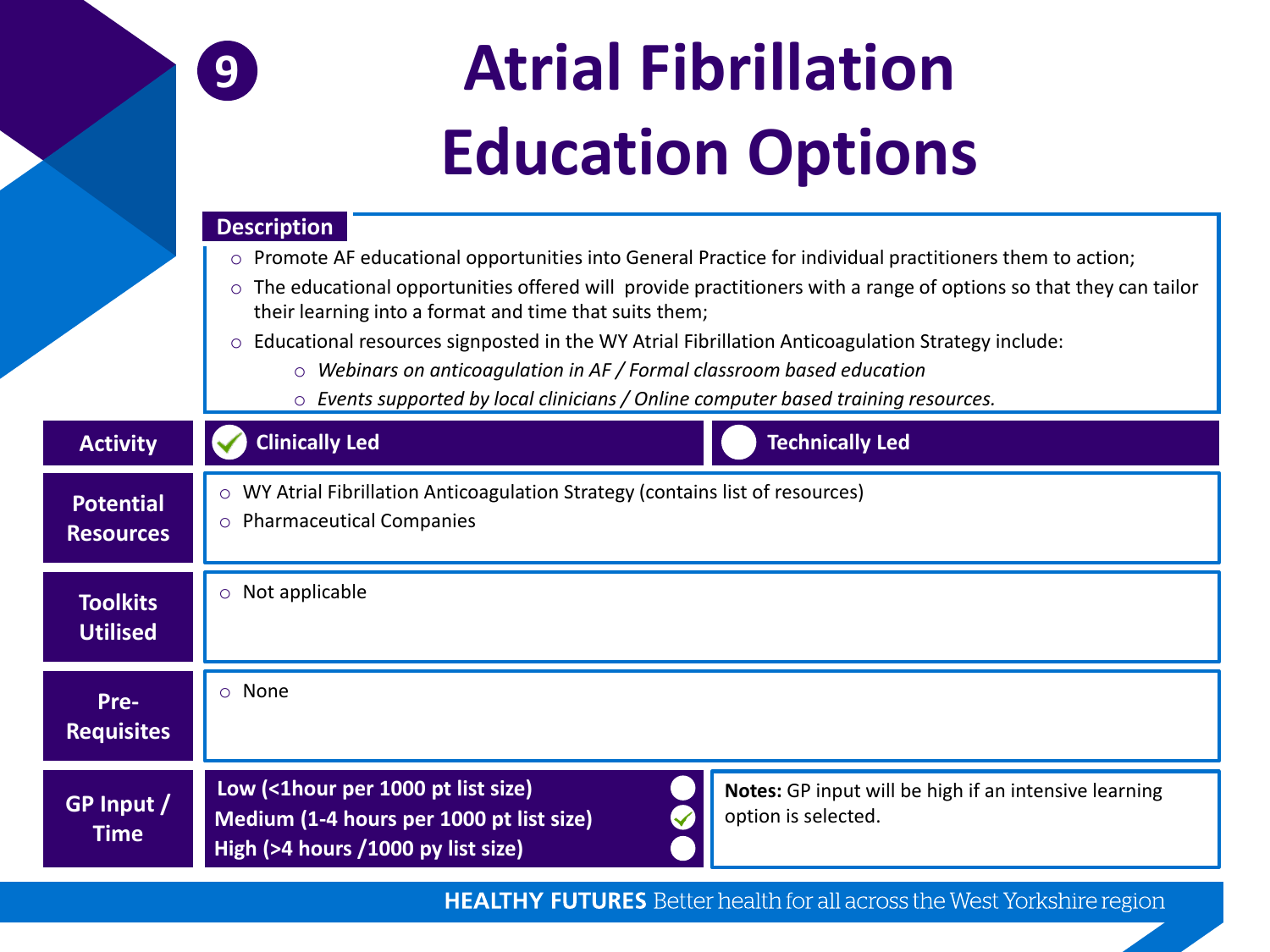# 9 Atrial Fibrillation Education Options

**Description**

- Promote AF educational opportunities into General Practice for individual practitioners them to action;
- The educational opportunities offered will provide practitioners with a range of options so that they can tailor their learning into a format and time that suits them;
- Educational resources signposted in the WY Atrial Fibrillation Anticoagulation Strategy include:
  - *Webinars on anticoagulation in AF / Formal classroom based education*
  - *Events supported by local clinicians / Online computer based training resources.*

| | |
|---|---|
| **Activity** | ✓ **Clinically Led** ☐ **Technically Led** |
| **Potential Resources** | ○ WY Atrial Fibrillation Anticoagulation Strategy (contains list of resources)<br>○ Pharmaceutical Companies |
| **Toolkits Utilised** | ○ Not applicable |
| **Pre-Requisites** | ○ None |
| **GP Input / Time** | ☐ **Low (<1hour per 1000 pt list size)**<br>✓ **Medium (1-4 hours per 1000 pt list size)**<br>☐ **High (>4 hours /1000 py list size)**<br><br>**Notes:** GP input will be high if an intensive learning option is selected. |

**HEALTHY FUTURES** Better health for all across the West Yorkshire region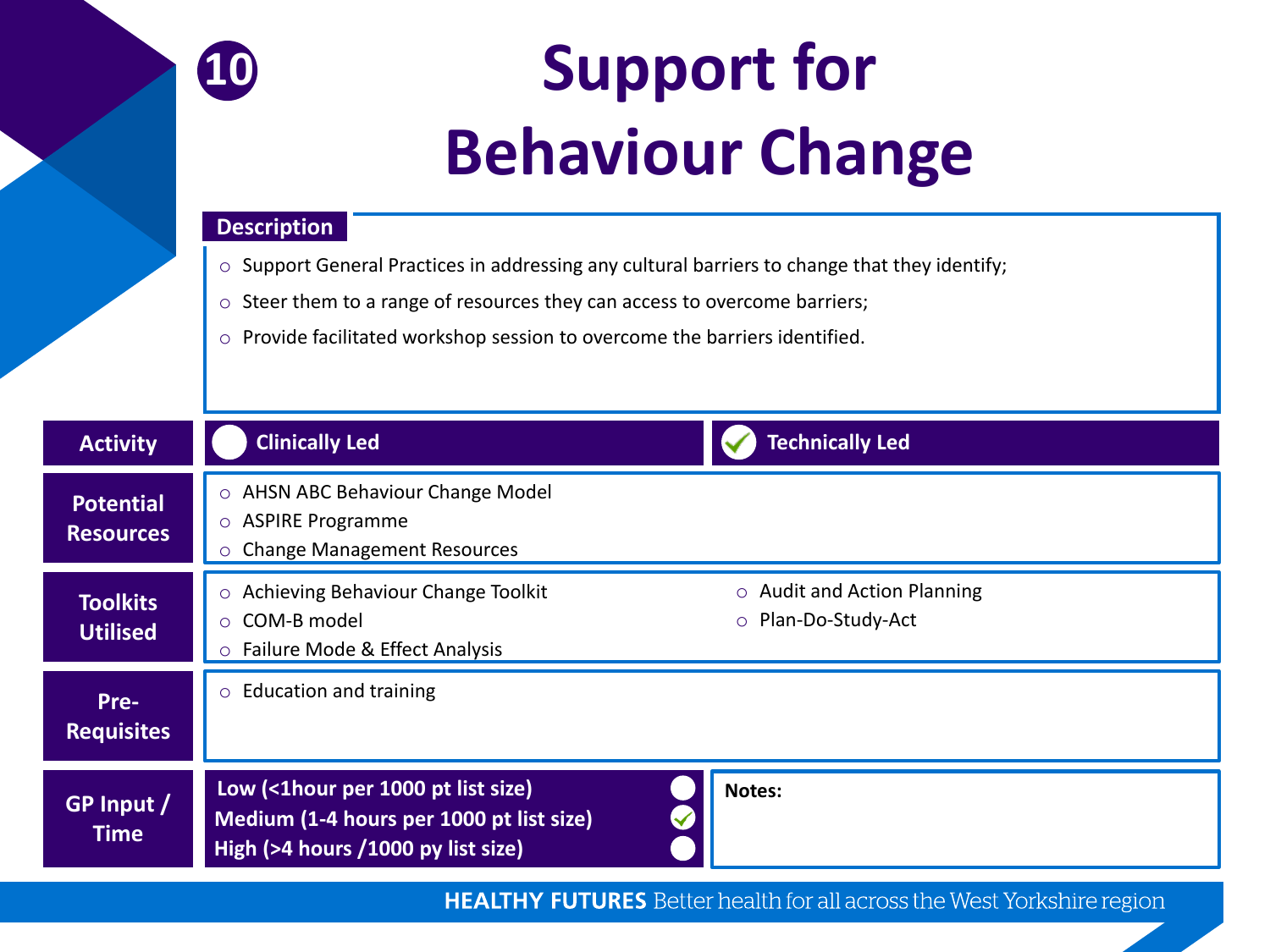# 10 Support for Behaviour Change

**Description**

- Support General Practices in addressing any cultural barriers to change that they identify;
- Steer them to a range of resources they can access to overcome barriers;
- Provide facilitated workshop session to overcome the barriers identified.

| | | |
|---|---|---|
| **Activity** | ☐ Clinically Led | ☑ Technically Led |
| **Potential Resources** | AHSN ABC Behaviour Change Model<br>ASPIRE Programme<br>Change Management Resources | |
| **Toolkits Utilised** | Achieving Behaviour Change Toolkit<br>COM-B model<br>Failure Mode & Effect Analysis | Audit and Action Planning<br>Plan-Do-Study-Act |
| **Pre-Requisites** | Education and training | |
| **GP Input / Time** | Low (<1hour per 1000 pt list size) ☐<br>Medium (1-4 hours per 1000 pt list size) ☑<br>High (>4 hours /1000 py list size) ☐ | **Notes:** |

**HEALTHY FUTURES** Better health for all across the West Yorkshire region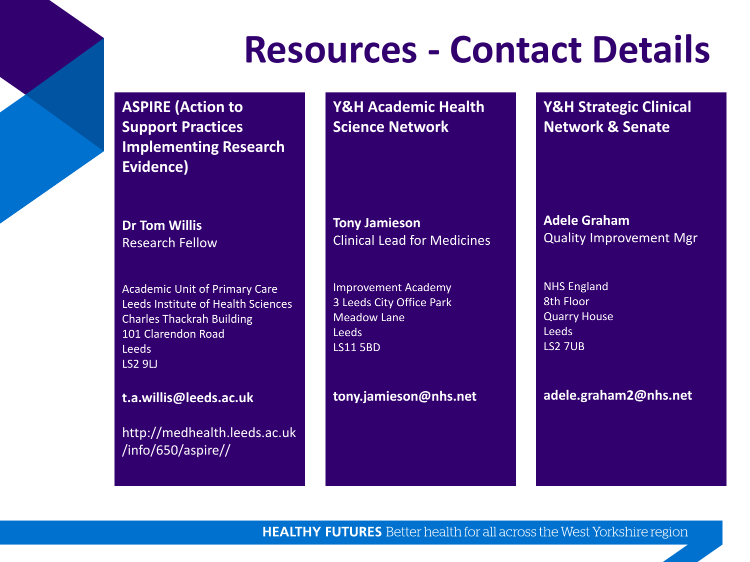# Resources - Contact Details

## ASPIRE (Action to Support Practices Implementing Research Evidence)

**Dr Tom Willis**
Research Fellow

Academic Unit of Primary Care
Leeds Institute of Health Sciences
Charles Thackrah Building
101 Clarendon Road
Leeds
LS2 9LJ

**t.a.willis@leeds.ac.uk**

http://medhealth.leeds.ac.uk/info/650/aspire//

## Y&H Academic Health Science Network

**Tony Jamieson**
Clinical Lead for Medicines

Improvement Academy
3 Leeds City Office Park
Meadow Lane
Leeds
LS11 5BD

**tony.jamieson@nhs.net**

## Y&H Strategic Clinical Network & Senate

**Adele Graham**
Quality Improvement Mgr

NHS England
8th Floor
Quarry House
Leeds
LS2 7UB

**adele.graham2@nhs.net**

**HEALTHY FUTURES** Better health for all across the West Yorkshire region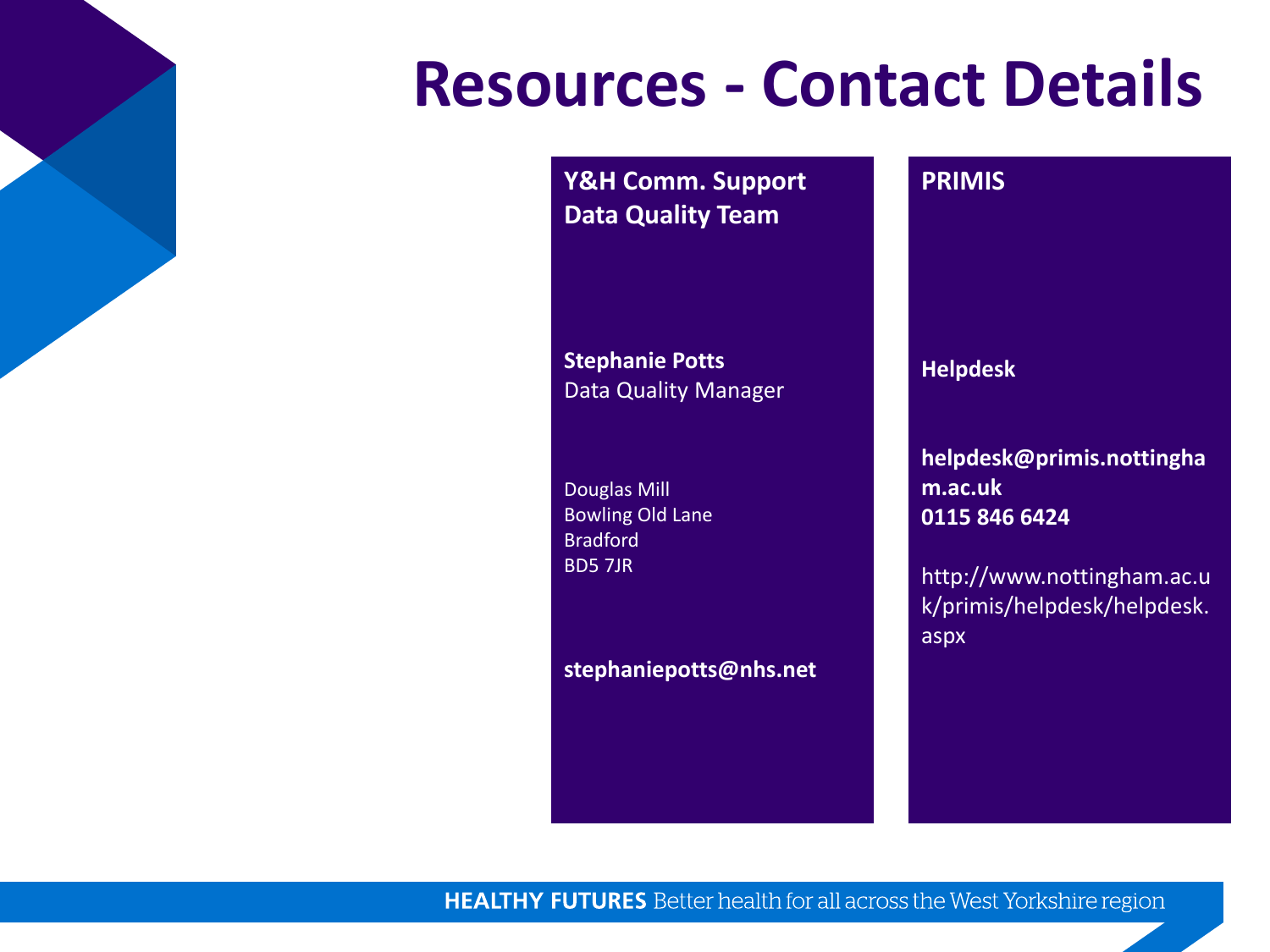# Resources - Contact Details

**Y&H Comm. Support Data Quality Team**

**Stephanie Potts**
Data Quality Manager

Douglas Mill
Bowling Old Lane
Bradford
BD5 7JR

**stephaniepotts@nhs.net**

**PRIMIS**

**Helpdesk**

**helpdesk@primis.nottingham.ac.uk**
**0115 846 6424**

http://www.nottingham.ac.uk/primis/helpdesk/helpdesk.aspx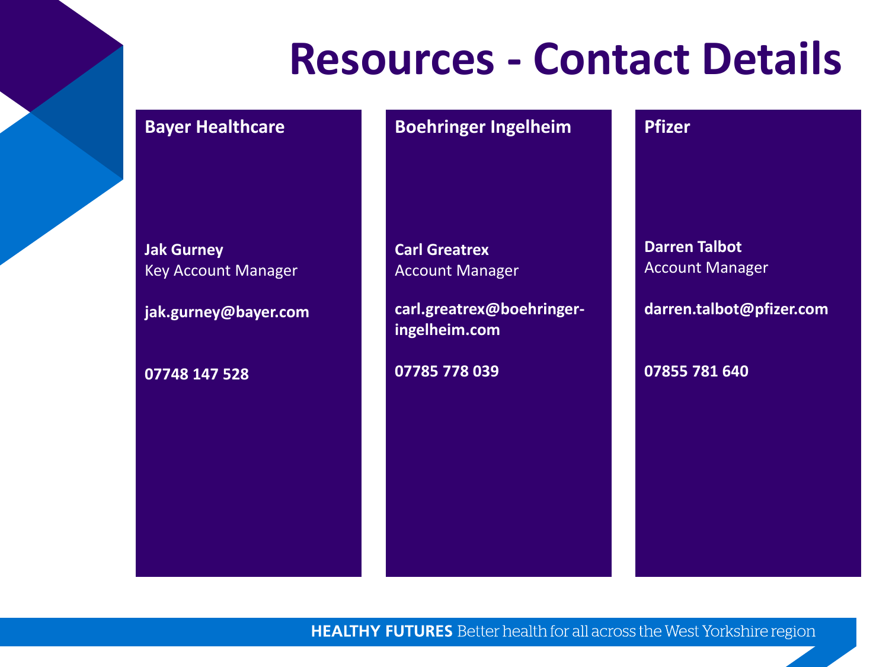# Resources - Contact Details

### Bayer Healthcare

**Jak Gurney**
Key Account Manager

**jak.gurney@bayer.com**

**07748 147 528**

### Boehringer Ingelheim

**Carl Greatrex**
Account Manager

**carl.greatrex@boehringer-ingelheim.com**

**07785 778 039**

### Pfizer

**Darren Talbot**
Account Manager

**darren.talbot@pfizer.com**

**07855 781 640**

**HEALTHY FUTURES** Better health for all across the West Yorkshire region